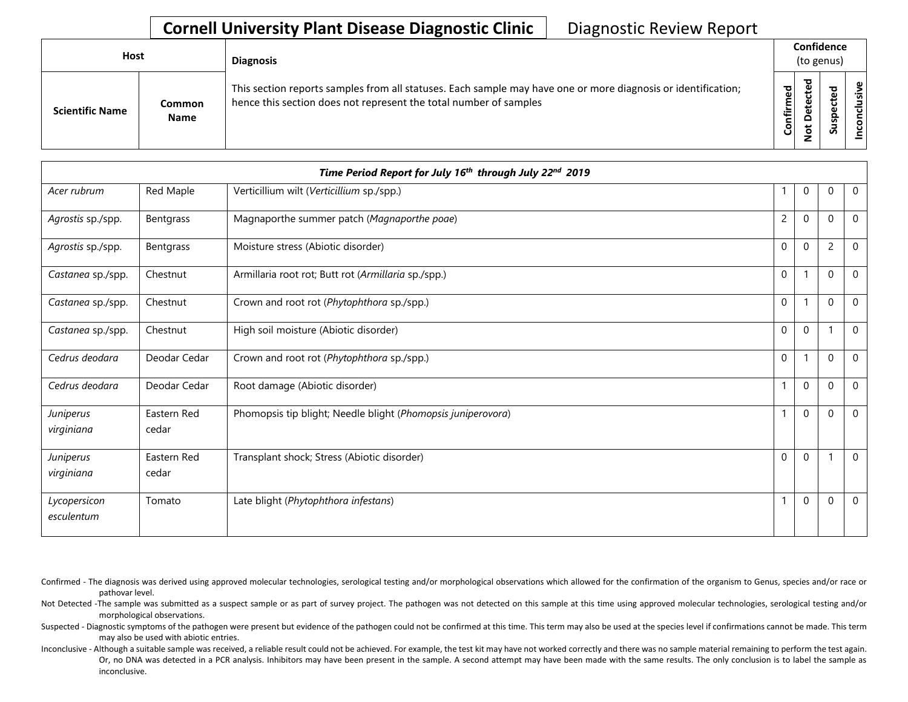# Cornell University Plant Disease Diagnostic Clinic

Diagnostic Review Report

| Host | | Diagnosis | Confidence (to genus) | | | |
|---|---|---|---|---|---|---|
| Scientific Name | Common Name | This section reports samples from all statuses. Each sample may have one or more diagnosis or identification; hence this section does not represent the total number of samples | Confirmed | Not Detected | Suspected | Inconclusive |
| ***Time Period Report for July 16th through July 22nd 2019*** | | | | | | |
| *Acer rubrum* | Red Maple | Verticillium wilt (*Verticillium* sp./spp.) | 1 | 0 | 0 | 0 |
| *Agrostis* sp./spp. | Bentgrass | Magnaporthe summer patch (*Magnaporthe poae*) | 2 | 0 | 0 | 0 |
| *Agrostis* sp./spp. | Bentgrass | Moisture stress (Abiotic disorder) | 0 | 0 | 2 | 0 |
| *Castanea* sp./spp. | Chestnut | Armillaria root rot; Butt rot (*Armillaria* sp./spp.) | 0 | 1 | 0 | 0 |
| *Castanea* sp./spp. | Chestnut | Crown and root rot (*Phytophthora* sp./spp.) | 0 | 1 | 0 | 0 |
| *Castanea* sp./spp. | Chestnut | High soil moisture (Abiotic disorder) | 0 | 0 | 1 | 0 |
| *Cedrus deodara* | Deodar Cedar | Crown and root rot (*Phytophthora* sp./spp.) | 0 | 1 | 0 | 0 |
| *Cedrus deodara* | Deodar Cedar | Root damage (Abiotic disorder) | 1 | 0 | 0 | 0 |
| *Juniperus virginiana* | Eastern Red cedar | Phomopsis tip blight; Needle blight (*Phomopsis juniperovora*) | 1 | 0 | 0 | 0 |
| *Juniperus virginiana* | Eastern Red cedar | Transplant shock; Stress (Abiotic disorder) | 0 | 0 | 1 | 0 |
| *Lycopersicon esculentum* | Tomato | Late blight (*Phytophthora infestans*) | 1 | 0 | 0 | 0 |

Confirmed - The diagnosis was derived using approved molecular technologies, serological testing and/or morphological observations which allowed for the confirmation of the organism to Genus, species and/or race or pathovar level.

Not Detected -The sample was submitted as a suspect sample or as part of survey project. The pathogen was not detected on this sample at this time using approved molecular technologies, serological testing and/or morphological observations.

Suspected - Diagnostic symptoms of the pathogen were present but evidence of the pathogen could not be confirmed at this time. This term may also be used at the species level if confirmations cannot be made. This term may also be used with abiotic entries.

Inconclusive - Although a suitable sample was received, a reliable result could not be achieved. For example, the test kit may have not worked correctly and there was no sample material remaining to perform the test again. Or, no DNA was detected in a PCR analysis. Inhibitors may have been present in the sample. A second attempt may have been made with the same results. The only conclusion is to label the sample as inconclusive.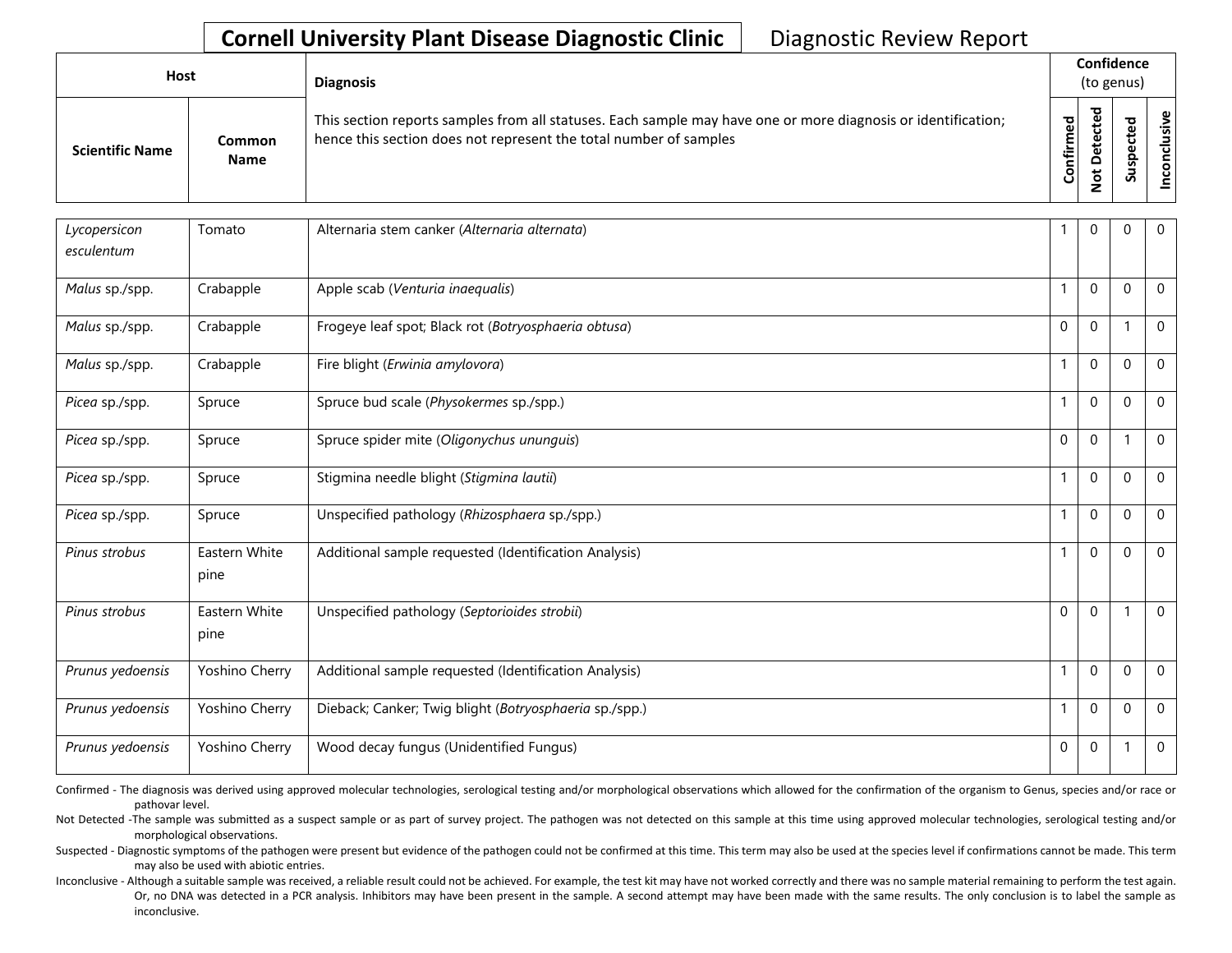**Cornell University Plant Disease Diagnostic Clinic** Diagnostic Review Report

| Host | | Diagnosis | Confidence (to genus) | | | |
|---|---|---|---|---|---|---|
| Scientific Name | Common Name | This section reports samples from all statuses. Each sample may have one or more diagnosis or identification; hence this section does not represent the total number of samples | Confirmed | Not Detected | Suspected | Inconclusive |
| *Lycopersicon esculentum* | Tomato | Alternaria stem canker (*Alternaria alternata*) | 1 | 0 | 0 | 0 |
| *Malus* sp./spp. | Crabapple | Apple scab (*Venturia inaequalis*) | 1 | 0 | 0 | 0 |
| *Malus* sp./spp. | Crabapple | Frogeye leaf spot; Black rot (*Botryosphaeria obtusa*) | 0 | 0 | 1 | 0 |
| *Malus* sp./spp. | Crabapple | Fire blight (*Erwinia amylovora*) | 1 | 0 | 0 | 0 |
| *Picea* sp./spp. | Spruce | Spruce bud scale (*Physokermes* sp./spp.) | 1 | 0 | 0 | 0 |
| *Picea* sp./spp. | Spruce | Spruce spider mite (*Oligonychus ununguis*) | 0 | 0 | 1 | 0 |
| *Picea* sp./spp. | Spruce | Stigmina needle blight (*Stigmina lautii*) | 1 | 0 | 0 | 0 |
| *Picea* sp./spp. | Spruce | Unspecified pathology (*Rhizosphaera* sp./spp.) | 1 | 0 | 0 | 0 |
| *Pinus strobus* | Eastern White pine | Additional sample requested (Identification Analysis) | 1 | 0 | 0 | 0 |
| *Pinus strobus* | Eastern White pine | Unspecified pathology (*Septorioides strobi*) | 0 | 0 | 1 | 0 |
| *Prunus yedoensis* | Yoshino Cherry | Additional sample requested (Identification Analysis) | 1 | 0 | 0 | 0 |
| *Prunus yedoensis* | Yoshino Cherry | Dieback; Canker; Twig blight (*Botryosphaeria* sp./spp.) | 1 | 0 | 0 | 0 |
| *Prunus yedoensis* | Yoshino Cherry | Wood decay fungus (Unidentified Fungus) | 0 | 0 | 1 | 0 |

Confirmed - The diagnosis was derived using approved molecular technologies, serological testing and/or morphological observations which allowed for the confirmation of the organism to Genus, species and/or race or pathovar level.

Not Detected -The sample was submitted as a suspect sample or as part of survey project. The pathogen was not detected on this sample at this time using approved molecular technologies, serological testing and/or morphological observations.

Suspected - Diagnostic symptoms of the pathogen were present but evidence of the pathogen could not be confirmed at this time. This term may also be used at the species level if confirmations cannot be made. This term may also be used with abiotic entries.

Inconclusive - Although a suitable sample was received, a reliable result could not be achieved. For example, the test kit may have not worked correctly and there was no sample material remaining to perform the test again. Or, no DNA was detected in a PCR analysis. Inhibitors may have been present in the sample. A second attempt may have been made with the same results. The only conclusion is to label the sample as inconclusive.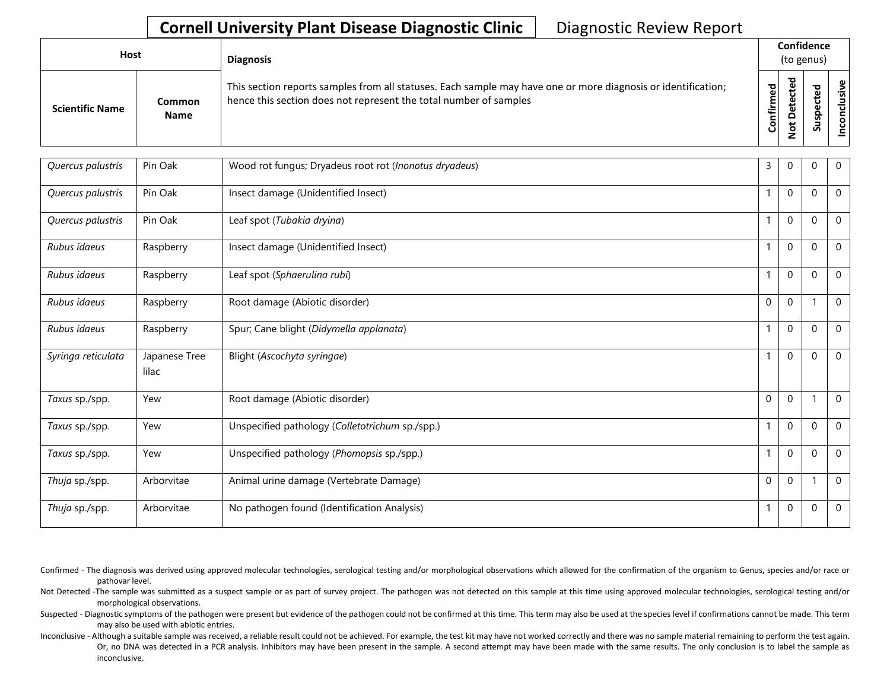**Cornell University Plant Disease Diagnostic Clinic** Diagnostic Review Report

| Host | | Diagnosis | Confidence (to genus) | | | |
|---|---|---|---|---|---|---|
| Scientific Name | Common Name | This section reports samples from all statuses. Each sample may have one or more diagnosis or identification; hence this section does not represent the total number of samples | Confirmed | Not Detected | Suspected | Inconclusive |
| *Quercus palustris* | Pin Oak | Wood rot fungus; Dryadeus root rot (*Inonotus dryadeus*) | 3 | 0 | 0 | 0 |
| *Quercus palustris* | Pin Oak | Insect damage (Unidentified Insect) | 1 | 0 | 0 | 0 |
| *Quercus palustris* | Pin Oak | Leaf spot (*Tubakia dryina*) | 1 | 0 | 0 | 0 |
| *Rubus idaeus* | Raspberry | Insect damage (Unidentified Insect) | 1 | 0 | 0 | 0 |
| *Rubus idaeus* | Raspberry | Leaf spot (*Sphaerulina rubi*) | 1 | 0 | 0 | 0 |
| *Rubus idaeus* | Raspberry | Root damage (Abiotic disorder) | 0 | 0 | 1 | 0 |
| *Rubus idaeus* | Raspberry | Spur; Cane blight (*Didymella applanata*) | 1 | 0 | 0 | 0 |
| *Syringa reticulata* | Japanese Tree lilac | Blight (*Ascochyta syringae*) | 1 | 0 | 0 | 0 |
| *Taxus* sp./spp. | Yew | Root damage (Abiotic disorder) | 0 | 0 | 1 | 0 |
| *Taxus* sp./spp. | Yew | Unspecified pathology (*Colletotrichum* sp./spp.) | 1 | 0 | 0 | 0 |
| *Taxus* sp./spp. | Yew | Unspecified pathology (*Phomopsis* sp./spp.) | 1 | 0 | 0 | 0 |
| *Thuja* sp./spp. | Arborvitae | Animal urine damage (Vertebrate Damage) | 0 | 0 | 1 | 0 |
| *Thuja* sp./spp. | Arborvitae | No pathogen found (Identification Analysis) | 1 | 0 | 0 | 0 |

Confirmed - The diagnosis was derived using approved molecular technologies, serological testing and/or morphological observations which allowed for the confirmation of the organism to Genus, species and/or race or pathovar level.

Not Detected -The sample was submitted as a suspect sample or as part of survey project. The pathogen was not detected on this sample at this time using approved molecular technologies, serological testing and/or morphological observations.

Suspected - Diagnostic symptoms of the pathogen were present but evidence of the pathogen could not be confirmed at this time. This term may also be used at the species level if confirmations cannot be made. This term may also be used with abiotic entries.

Inconclusive - Although a suitable sample was received, a reliable result could not be achieved. For example, the test kit may have not worked correctly and there was no sample material remaining to perform the test again. Or, no DNA was detected in a PCR analysis. Inhibitors may have been present in the sample. A second attempt may have been made with the same results. The only conclusion is to label the sample as inconclusive.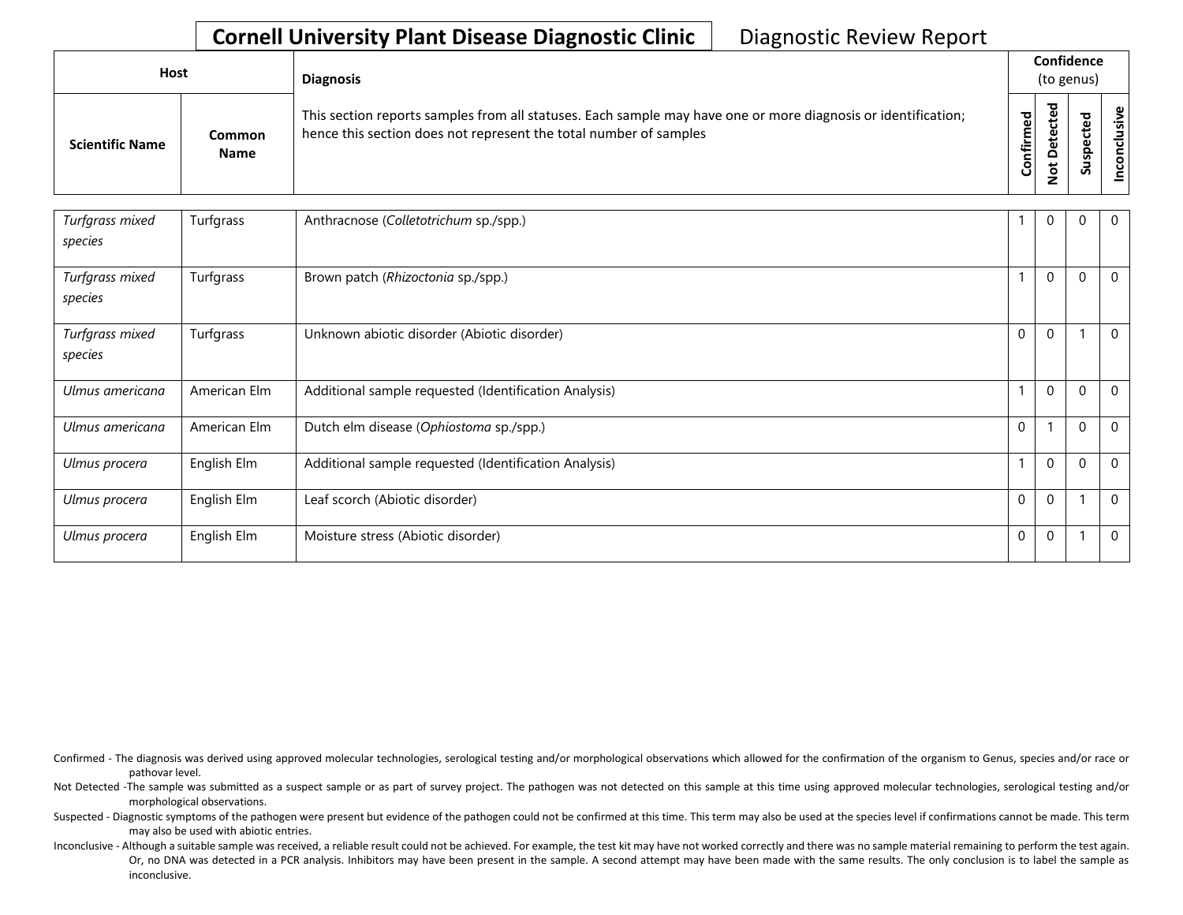# Cornell University Plant Disease Diagnostic Clinic

Diagnostic Review Report

| Host | | Diagnosis | Confidence (to genus) | | | |
|---|---|---|---|---|---|---|
| Scientific Name | Common Name | This section reports samples from all statuses. Each sample may have one or more diagnosis or identification; hence this section does not represent the total number of samples | Confirmed | Not Detected | Suspected | Inconclusive |
| *Turfgrass mixed species* | Turfgrass | Anthracnose (*Colletotrichum* sp./spp.) | 1 | 0 | 0 | 0 |
| *Turfgrass mixed species* | Turfgrass | Brown patch (*Rhizoctonia* sp./spp.) | 1 | 0 | 0 | 0 |
| *Turfgrass mixed species* | Turfgrass | Unknown abiotic disorder (Abiotic disorder) | 0 | 0 | 1 | 0 |
| *Ulmus americana* | American Elm | Additional sample requested (Identification Analysis) | 1 | 0 | 0 | 0 |
| *Ulmus americana* | American Elm | Dutch elm disease (*Ophiostoma* sp./spp.) | 0 | 1 | 0 | 0 |
| *Ulmus procera* | English Elm | Additional sample requested (Identification Analysis) | 1 | 0 | 0 | 0 |
| *Ulmus procera* | English Elm | Leaf scorch (Abiotic disorder) | 0 | 0 | 1 | 0 |
| *Ulmus procera* | English Elm | Moisture stress (Abiotic disorder) | 0 | 0 | 1 | 0 |

Confirmed - The diagnosis was derived using approved molecular technologies, serological testing and/or morphological observations which allowed for the confirmation of the organism to Genus, species and/or race or pathovar level.

Not Detected -The sample was submitted as a suspect sample or as part of survey project. The pathogen was not detected on this sample at this time using approved molecular technologies, serological testing and/or morphological observations.

Suspected - Diagnostic symptoms of the pathogen were present but evidence of the pathogen could not be confirmed at this time. This term may also be used at the species level if confirmations cannot be made. This term may also be used with abiotic entries.

Inconclusive - Although a suitable sample was received, a reliable result could not be achieved. For example, the test kit may have not worked correctly and there was no sample material remaining to perform the test again. Or, no DNA was detected in a PCR analysis. Inhibitors may have been present in the sample. A second attempt may have been made with the same results. The only conclusion is to label the sample as inconclusive.